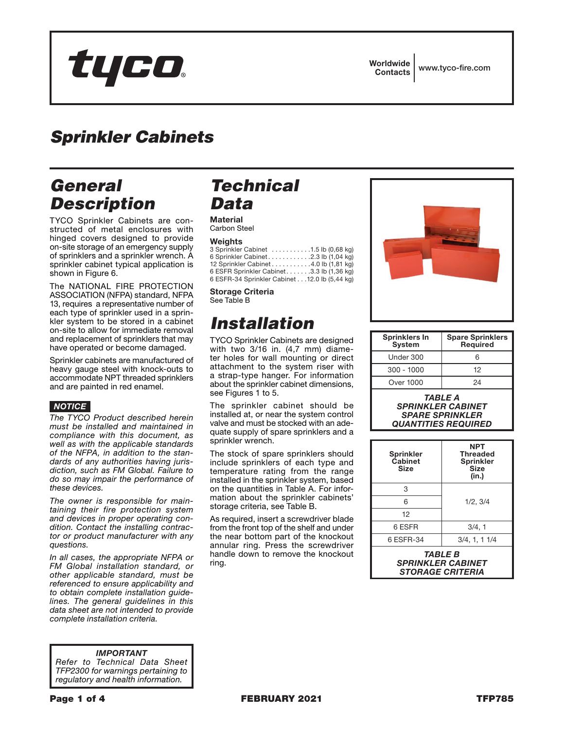**tyco**

Worldwide Contacts | www.tyco-fire.com

# Sprinkler Cabinets

## General Description

TYCO Sprinkler Cabinets are constructed of metal enclosures with hinged covers designed to provide on-site storage of an emergency supply of sprinklers and a sprinkler wrench. A sprinkler cabinet typical application is shown in Figure 6.

The NATIONAL FIRE PROTECTION ASSOCIATION (NFPA) standard, NFPA 13, requires a representative number of each type of sprinkler used in a sprinkler system to be stored in a cabinet on-site to allow for immediate removal and replacement of sprinklers that may have operated or become damaged.

Sprinkler cabinets are manufactured of heavy gauge steel with knock-outs to accommodate NPT threaded sprinklers and are painted in red enamel.

**NOTICE**

*The TYCO Product described herein must be installed and maintained in compliance with this document, as well as with the applicable standards of the NFPA, in addition to the standards of any authorities having jurisdiction, such as FM Global. Failure to do so may impair the performance of these devices.*

*The owner is responsible for maintaining their fire protection system and devices in proper operating condition. Contact the installing contractor or product manufacturer with any questions.*

*In all cases, the appropriate NFPA or FM Global installation standard, or other applicable standard, must be referenced to ensure applicability and to obtain complete installation guidelines. The general guidelines in this data sheet are not intended to provide complete installation criteria.*

> ***IMPORTANT***
> *Refer to Technical Data Sheet TFP2300 for warnings pertaining to regulatory and health information.*

## Technical Data

**Material**
Carbon Steel

**Weights**
3 Sprinkler Cabinet . . . . . . . . . . .1.5 lb (0,68 kg)
6 Sprinkler Cabinet . . . . . . . . . . .2.3 lb (1,04 kg)
12 Sprinkler Cabinet . . . . . . . . . .4.0 lb (1,81 kg)
6 ESFR Sprinkler Cabinet . . . . . .3.3 lb (1,36 kg)
6 ESFR-34 Sprinkler Cabinet . . .12.0 lb (5,44 kg)

**Storage Criteria**
See Table B

## Installation

TYCO Sprinkler Cabinets are designed with two 3/16 in. (4,7 mm) diameter holes for wall mounting or direct attachment to the system riser with a strap-type hanger. For information about the sprinkler cabinet dimensions, see Figures 1 to 5.

The sprinkler cabinet should be installed at, or near the system control valve and must be stocked with an adequate supply of spare sprinklers and a sprinkler wrench.

The stock of spare sprinklers should include sprinklers of each type and temperature rating from the range installed in the sprinkler system, based on the quantities in Table A. For information about the sprinkler cabinets' storage criteria, see Table B.

As required, insert a screwdriver blade from the front top of the shelf and under the near bottom part of the knockout annular ring. Press the screwdriver handle down to remove the knockout ring.

| Sprinklers In System | Spare Sprinklers Required |
|---|---|
| Under 300 | 6 |
| 300 - 1000 | 12 |
| Over 1000 | 24 |

***TABLE A***
***SPRINKLER CABINET SPARE SPRINKLER QUANTITIES REQUIRED***

| Sprinkler Cabinet Size | NPT Threaded Sprinkler Size (in.) |
|---|---|
| 3 | 1/2, 3/4 |
| 6 | 1/2, 3/4 |
| 12 | 1/2, 3/4 |
| 6 ESFR | 3/4, 1 |
| 6 ESFR-34 | 3/4, 1, 1 1/4 |

***TABLE B***
***SPRINKLER CABINET STORAGE CRITERIA***

FEBRUARY 2021 TFP785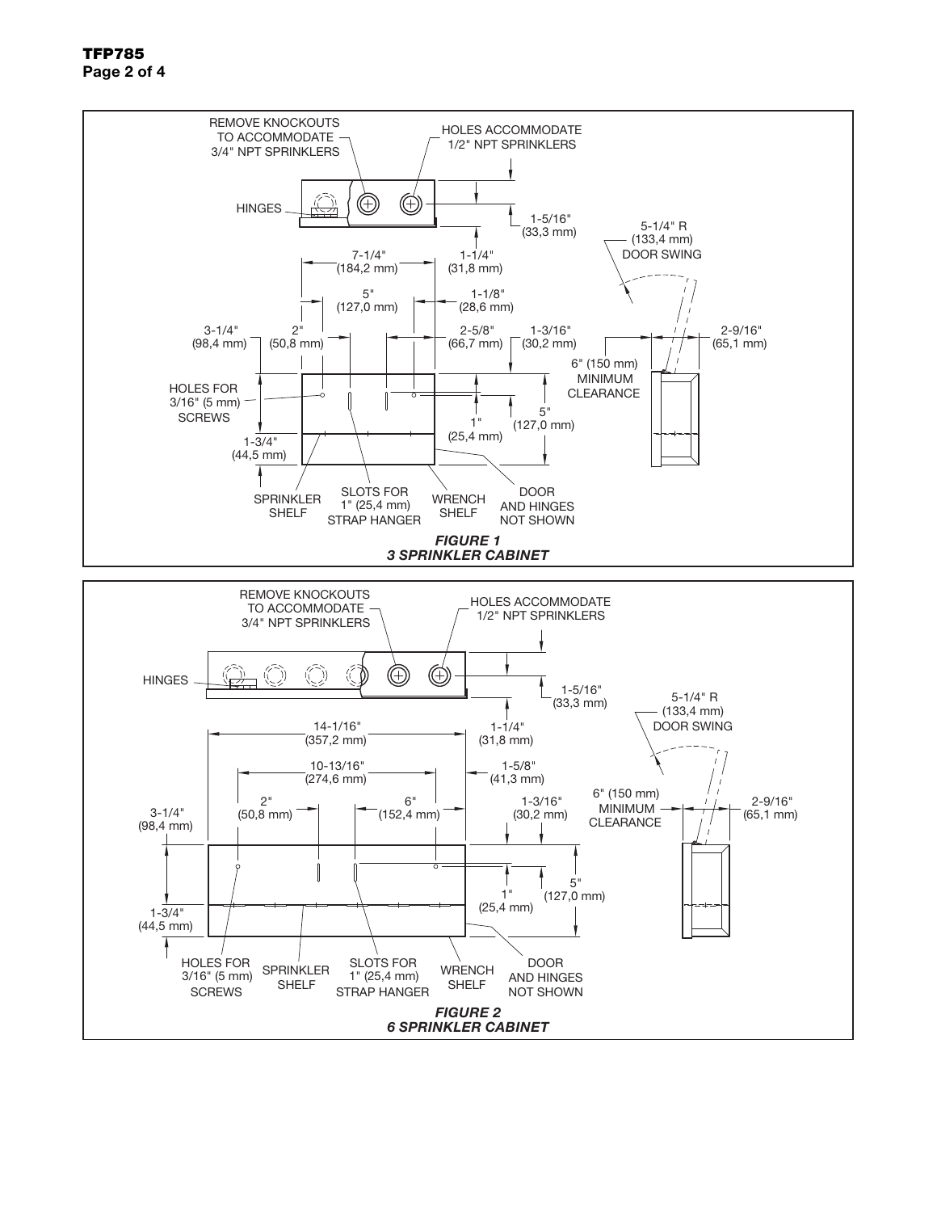REMOVE KNOCKOUTS TO ACCOMMODATE 3/4" NPT SPRINKLERS

HOLES ACCOMMODATE 1/2" NPT SPRINKLERS

HINGES

1-5/16" (33,3 mm)

5-1/4" R (133,4 mm) DOOR SWING

7-1/4" (184,2 mm)

1-1/4" (31,8 mm)

5" (127,0 mm)

1-1/8" (28,6 mm)

3-1/4" (98,4 mm)

2" (50,8 mm)

2-5/8" (66,7 mm)

1-3/16" (30,2 mm)

2-9/16" (65,1 mm)

6" (150 mm) MINIMUM CLEARANCE

HOLES FOR 3/16" (5 mm) SCREWS

1" (25,4 mm)

5" (127,0 mm)

1-3/4" (44,5 mm)

SPRINKLER SHELF

SLOTS FOR 1" (25,4 mm) STRAP HANGER

WRENCH SHELF

DOOR AND HINGES NOT SHOWN

***FIGURE 1***
***3 SPRINKLER CABINET***

REMOVE KNOCKOUTS TO ACCOMMODATE 3/4" NPT SPRINKLERS

HOLES ACCOMMODATE 1/2" NPT SPRINKLERS

HINGES

1-5/16" (33,3 mm)

5-1/4" R (133,4 mm) DOOR SWING

14-1/16" (357,2 mm)

1-1/4" (31,8 mm)

10-13/16" (274,6 mm)

1-5/8" (41,3 mm)

2" (50,8 mm)

6" (152,4 mm)

1-3/16" (30,2 mm)

6" (150 mm) MINIMUM CLEARANCE

2-9/16" (65,1 mm)

3-1/4" (98,4 mm)

1" (25,4 mm)

5" (127,0 mm)

1-3/4" (44,5 mm)

HOLES FOR 3/16" (5 mm) SCREWS

SPRINKLER SHELF

SLOTS FOR 1" (25,4 mm) STRAP HANGER

WRENCH SHELF

DOOR AND HINGES NOT SHOWN

***FIGURE 2***
***6 SPRINKLER CABINET***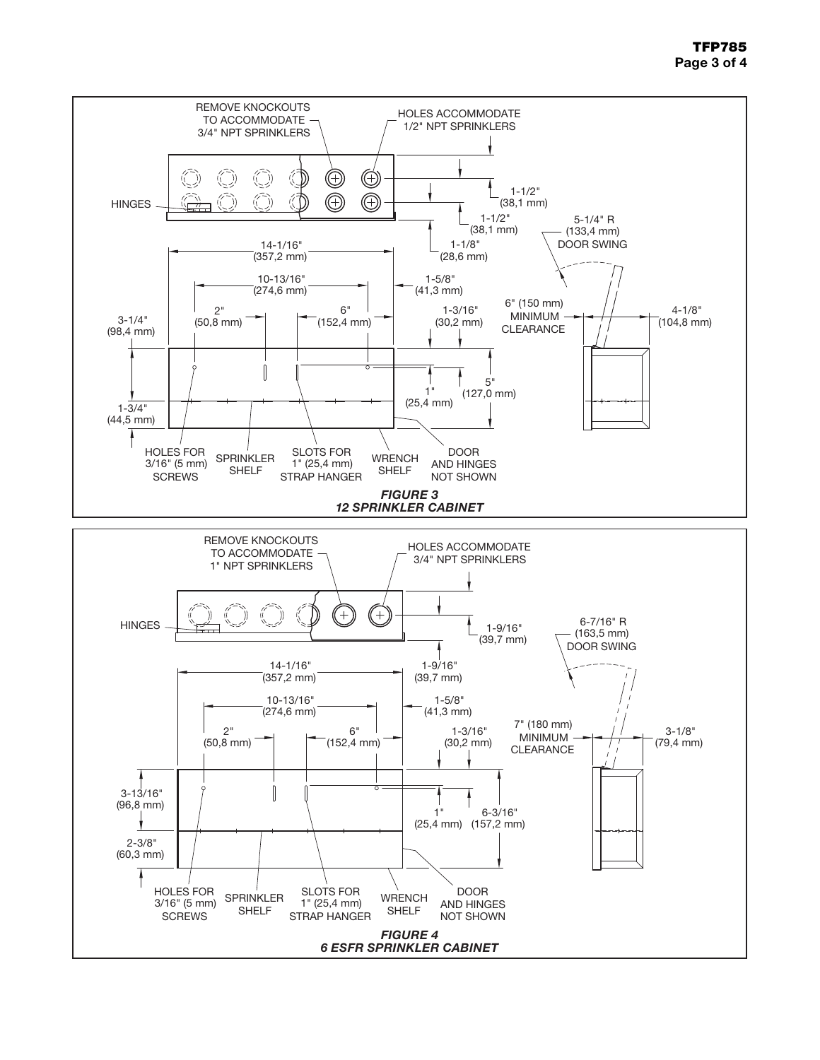REMOVE KNOCKOUTS TO ACCOMMODATE 3/4" NPT SPRINKLERS

HOLES ACCOMMODATE 1/2" NPT SPRINKLERS

HINGES

1-1/2" (38,1 mm)

1-1/2" (38,1 mm)

1-1/8" (28,6 mm)

5-1/4" R (133,4 mm) DOOR SWING

14-1/16" (357,2 mm)

10-13/16" (274,6 mm)

1-5/8" (41,3 mm)

2" (50,8 mm)

6" (152,4 mm)

1-3/16" (30,2 mm)

6" (150 mm) MINIMUM CLEARANCE

4-1/8" (104,8 mm)

3-1/4" (98,4 mm)

1" (25,4 mm)

5" (127,0 mm)

1-3/4" (44,5 mm)

HOLES FOR 3/16" (5 mm) SCREWS

SPRINKLER SHELF

SLOTS FOR 1" (25,4 mm) STRAP HANGER

WRENCH SHELF

DOOR AND HINGES NOT SHOWN

***FIGURE 3***
***12 SPRINKLER CABINET***

REMOVE KNOCKOUTS TO ACCOMMODATE 1" NPT SPRINKLERS

HOLES ACCOMMODATE 3/4" NPT SPRINKLERS

HINGES

1-9/16" (39,7 mm)

6-7/16" R (163,5 mm) DOOR SWING

14-1/16" (357,2 mm)

1-9/16" (39,7 mm)

10-13/16" (274,6 mm)

1-5/8" (41,3 mm)

2" (50,8 mm)

6" (152,4 mm)

1-3/16" (30,2 mm)

7" (180 mm) MINIMUM CLEARANCE

3-1/8" (79,4 mm)

3-13/16" (96,8 mm)

1" (25,4 mm)

6-3/16" (157,2 mm)

2-3/8" (60,3 mm)

HOLES FOR 3/16" (5 mm) SCREWS

SPRINKLER SHELF

SLOTS FOR 1" (25,4 mm) STRAP HANGER

WRENCH SHELF

DOOR AND HINGES NOT SHOWN

***FIGURE 4***
***6 ESFR SPRINKLER CABINET***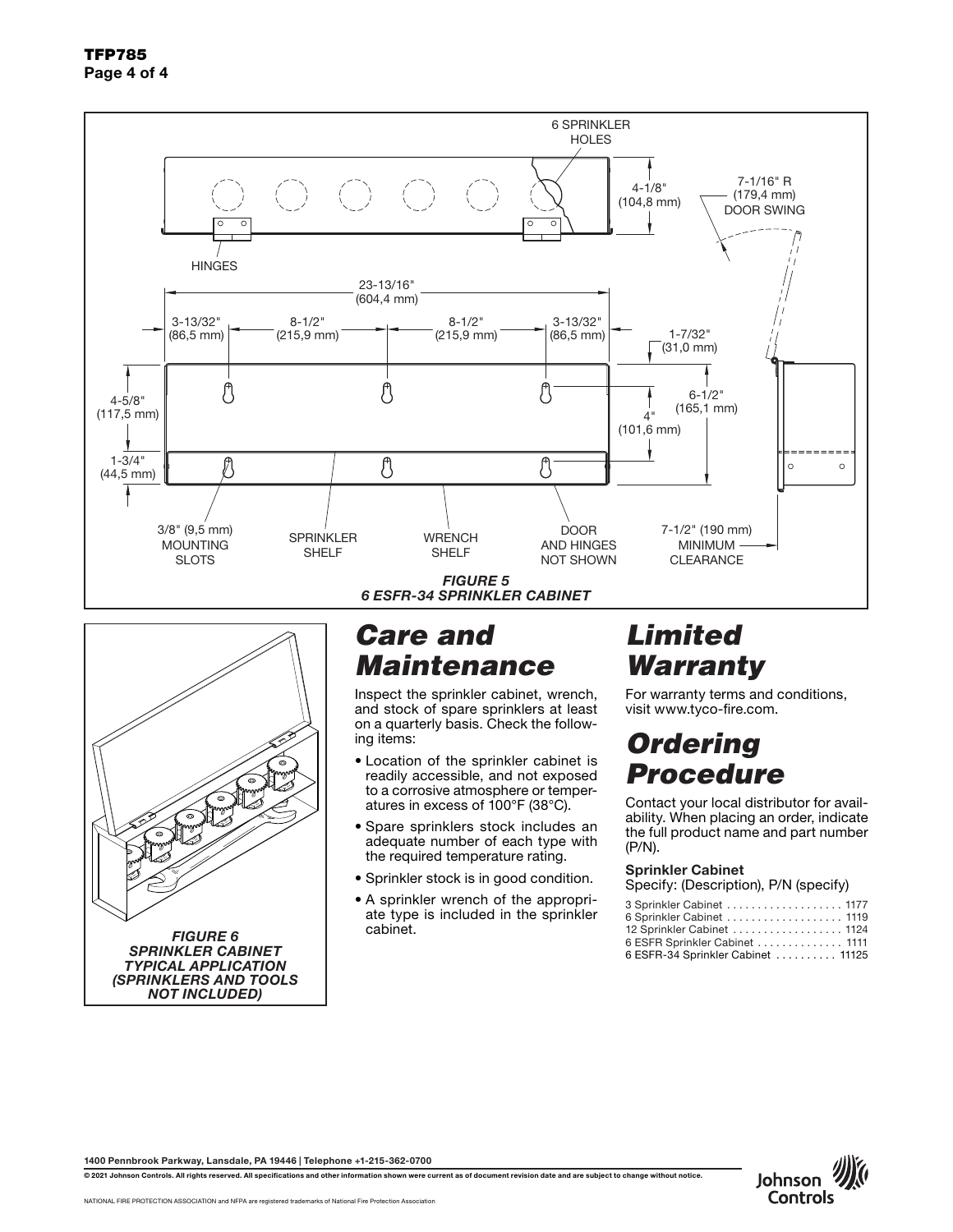6 SPRINKLER HOLES

4-1/8" (104,8 mm)

7-1/16" R (179,4 mm) DOOR SWING

HINGES

23-13/16" (604,4 mm)

3-13/32" (86,5 mm)

8-1/2" (215,9 mm)

8-1/2" (215,9 mm)

3-13/32" (86,5 mm)

1-7/32" (31,0 mm)

4-5/8" (117,5 mm)

6-1/2" (165,1 mm)

4" (101,6 mm)

1-3/4" (44,5 mm)

3/8" (9,5 mm) MOUNTING SLOTS

SPRINKLER SHELF

WRENCH SHELF

DOOR AND HINGES NOT SHOWN

7-1/2" (190 mm) MINIMUM CLEARANCE

*FIGURE 5*
*6 ESFR-34 SPRINKLER CABINET*

*FIGURE 6*
*SPRINKLER CABINET TYPICAL APPLICATION (SPRINKLERS AND TOOLS NOT INCLUDED)*

# Care and Maintenance

Inspect the sprinkler cabinet, wrench, and stock of spare sprinklers at least on a quarterly basis. Check the following items:

- Location of the sprinkler cabinet is readily accessible, and not exposed to a corrosive atmosphere or temperatures in excess of 100°F (38°C).
- Spare sprinklers stock includes an adequate number of each type with the required temperature rating.
- Sprinkler stock is in good condition.
- A sprinkler wrench of the appropriate type is included in the sprinkler cabinet.

# Limited Warranty

For warranty terms and conditions, visit www.tyco-fire.com.

# Ordering Procedure

Contact your local distributor for availability. When placing an order, indicate the full product name and part number (P/N).

**Sprinkler Cabinet**
Specify: (Description), P/N (specify)

3 Sprinkler Cabinet . . . . . . . . . . . . . . . . . . . 1177
6 Sprinkler Cabinet . . . . . . . . . . . . . . . . . . . 1119
12 Sprinkler Cabinet . . . . . . . . . . . . . . . . . . 1124
6 ESFR Sprinkler Cabinet . . . . . . . . . . . . . . 1111
6 ESFR-34 Sprinkler Cabinet . . . . . . . . . . 11125

1400 Pennbrook Parkway, Lansdale, PA 19446 | Telephone +1-215-362-0700

© 2021 Johnson Controls. All rights reserved. All specifications and other information shown were current as of document revision date and are subject to change without notice.

NATIONAL FIRE PROTECTION ASSOCIATION and NFPA are registered trademarks of National Fire Protection Association